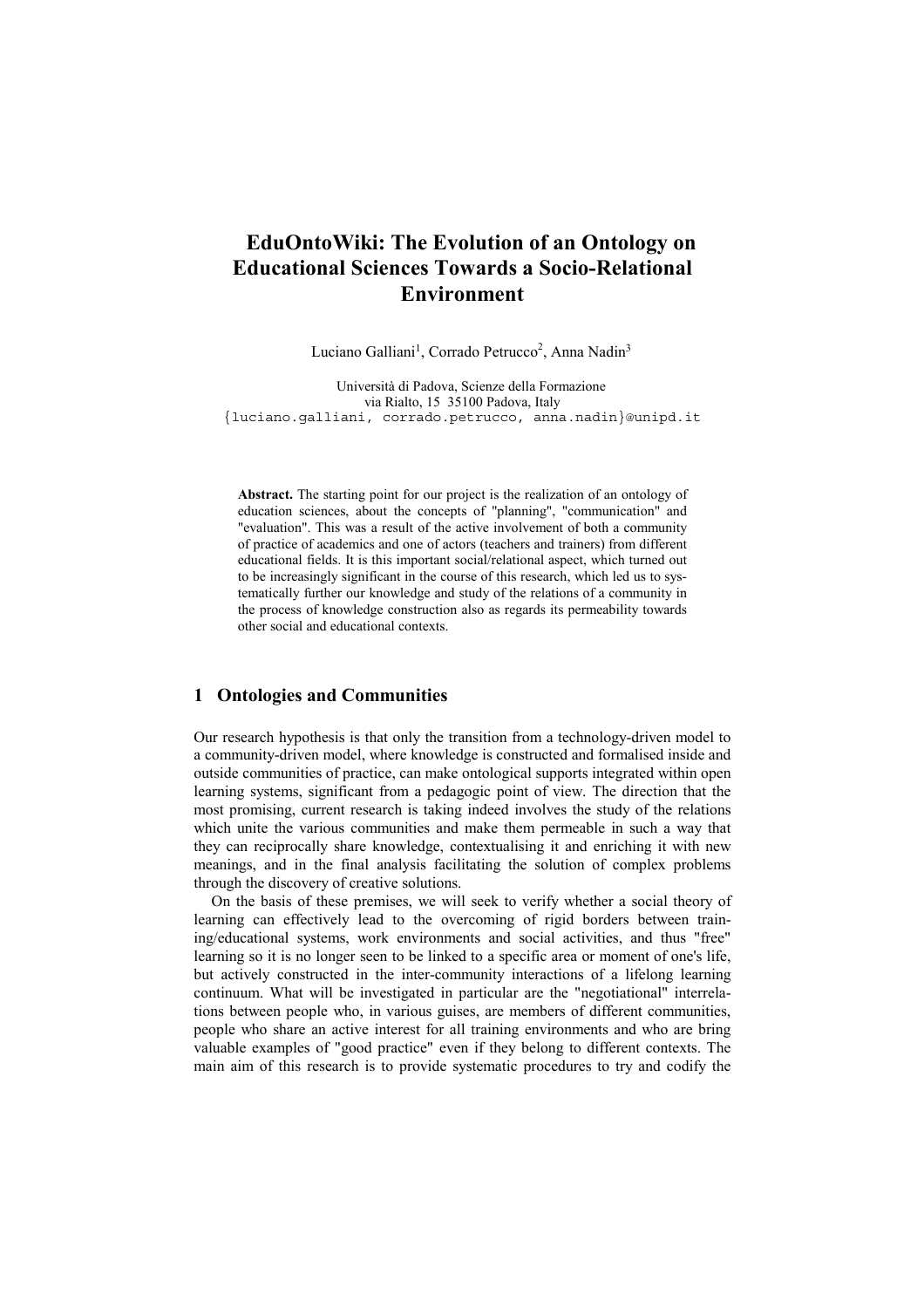# EduOntoWiki: The Evolution of an Ontology on Educational Sciences Towards a Socio-Relational Environment

Luciano Galliani[1], Corrado Petrucco[2], Anna Nadin[3]

Università di Padova, Scienze della Formazione  
via Rialto, 15 35100 Padova, Italy  
{luciano.galliani, corrado.petrucco, anna.nadin}@unipd.it

**Abstract.** The starting point for our project is the realization of an ontology of education sciences, about the concepts of "planning", "communication" and "evaluation". This was a result of the active involvement of both a community of practice of academics and one of actors (teachers and trainers) from different educational fields. It is this important social/relational aspect, which turned out to be increasingly significant in the course of this research, which led us to systematically further our knowledge and study of the relations of a community in the process of knowledge construction also as regards its permeability towards other social and educational contexts.

## 1 Ontologies and Communities

Our research hypothesis is that only the transition from a technology-driven model to a community-driven model, where knowledge is constructed and formalised inside and outside communities of practice, can make ontological supports integrated within open learning systems, significant from a pedagogic point of view. The direction that the most promising, current research is taking indeed involves the study of the relations which unite the various communities and make them permeable in such a way that they can reciprocally share knowledge, contextualising it and enriching it with new meanings, and in the final analysis facilitating the solution of complex problems through the discovery of creative solutions.

On the basis of these premises, we will seek to verify whether a social theory of learning can effectively lead to the overcoming of rigid borders between training/educational systems, work environments and social activities, and thus "free" learning so it is no longer seen to be linked to a specific area or moment of one's life, but actively constructed in the inter-community interactions of a lifelong learning continuum. What will be investigated in particular are the "negotiational" interrelations between people who, in various guises, are members of different communities, people who share an active interest for all training environments and who are bring valuable examples of "good practice" even if they belong to different contexts. The main aim of this research is to provide systematic procedures to try and codify the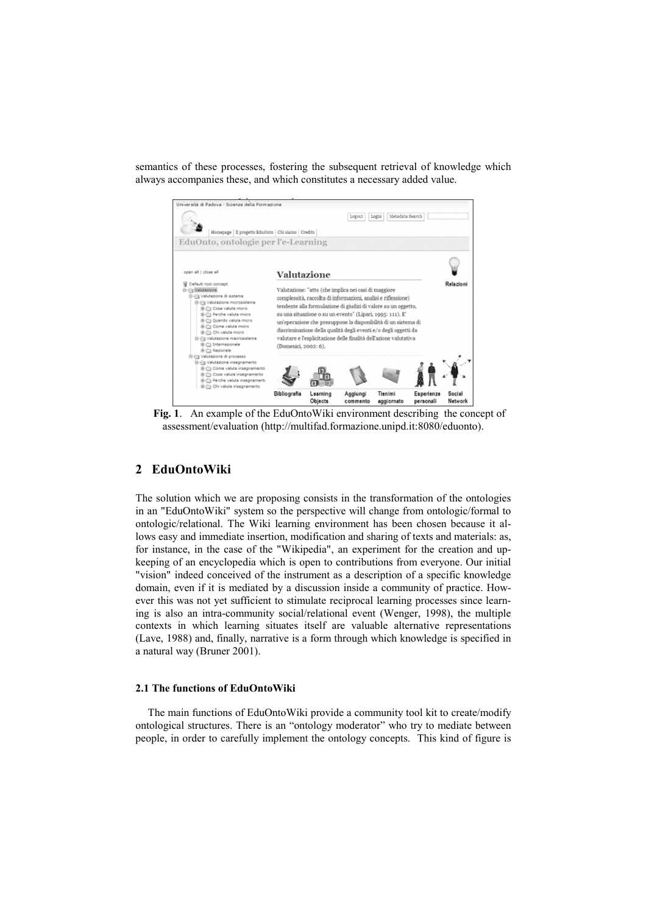semantics of these processes, fostering the subsequent retrieval of knowledge which always accompanies these, and which constitutes a necessary added value.

**Fig. 1**. An example of the EduOntoWiki environment describing the concept of assessment/evaluation (http://multifad.formazione.unipd.it:8080/eduonto).

## 2 EduOntoWiki

The solution which we are proposing consists in the transformation of the ontologies in an "EduOntoWiki" system so the perspective will change from ontologic/formal to ontologic/relational. The Wiki learning environment has been chosen because it allows easy and immediate insertion, modification and sharing of texts and materials: as, for instance, in the case of the "Wikipedia", an experiment for the creation and upkeeping of an encyclopedia which is open to contributions from everyone. Our initial "vision" indeed conceived of the instrument as a description of a specific knowledge domain, even if it is mediated by a discussion inside a community of practice. However this was not yet sufficient to stimulate reciprocal learning processes since learning is also an intra-community social/relational event (Wenger, 1998), the multiple contexts in which learning situates itself are valuable alternative representations (Lave, 1988) and, finally, narrative is a form through which knowledge is specified in a natural way (Bruner 2001).

### 2.1 The functions of EduOntoWiki

The main functions of EduOntoWiki provide a community tool kit to create/modify ontological structures. There is an "ontology moderator" who try to mediate between people, in order to carefully implement the ontology concepts. This kind of figure is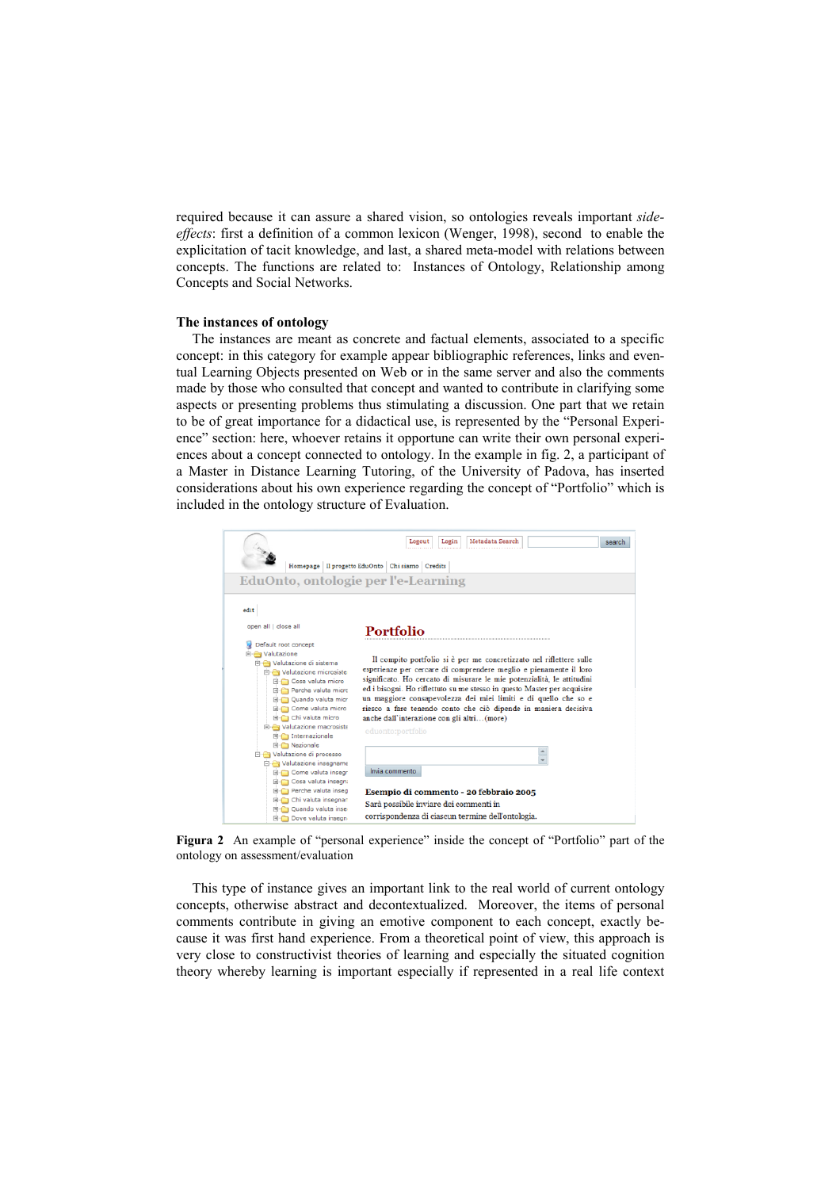required because it can assure a shared vision, so ontologies reveals important *side-effects*: first a definition of a common lexicon (Wenger, 1998), second to enable the explicitation of tacit knowledge, and last, a shared meta-model with relations between concepts. The functions are related to: Instances of Ontology, Relationship among Concepts and Social Networks.

**The instances of ontology**

The instances are meant as concrete and factual elements, associated to a specific concept: in this category for example appear bibliographic references, links and eventual Learning Objects presented on Web or in the same server and also the comments made by those who consulted that concept and wanted to contribute in clarifying some aspects or presenting problems thus stimulating a discussion. One part that we retain to be of great importance for a didactical use, is represented by the "Personal Experience" section: here, whoever retains it opportune can write their own personal experiences about a concept connected to ontology. In the example in fig. 2, a participant of a Master in Distance Learning Tutoring, of the University of Padova, has inserted considerations about his own experience regarding the concept of "Portfolio" which is included in the ontology structure of Evaluation.

**Figura 2** An example of "personal experience" inside the concept of "Portfolio" part of the ontology on assessment/evaluation

This type of instance gives an important link to the real world of current ontology concepts, otherwise abstract and decontextualized. Moreover, the items of personal comments contribute in giving an emotive component to each concept, exactly because it was first hand experience. From a theoretical point of view, this approach is very close to constructivist theories of learning and especially the situated cognition theory whereby learning is important especially if represented in a real life context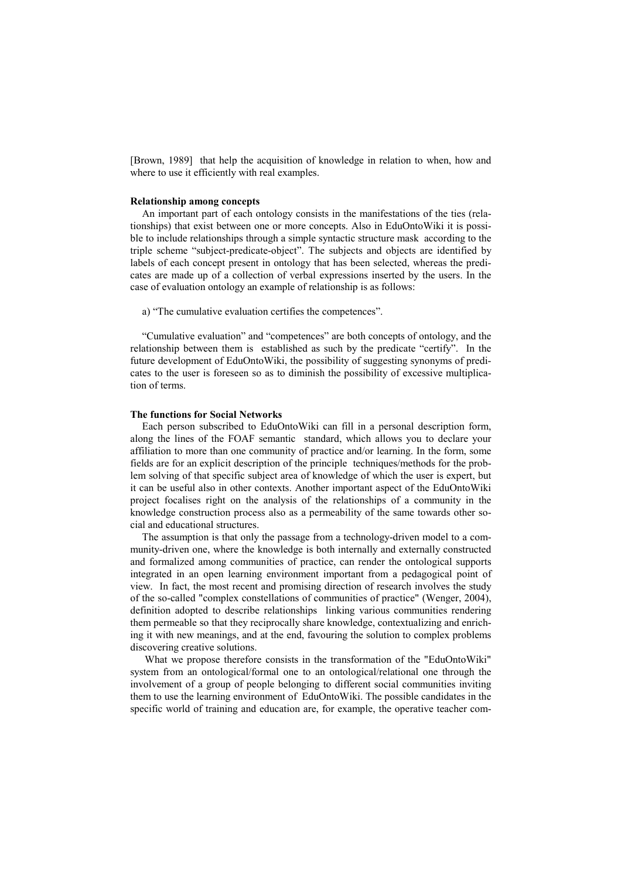[Brown, 1989] that help the acquisition of knowledge in relation to when, how and where to use it efficiently with real examples.

**Relationship among concepts**

An important part of each ontology consists in the manifestations of the ties (relationships) that exist between one or more concepts. Also in EduOntoWiki it is possible to include relationships through a simple syntactic structure mask according to the triple scheme "subject-predicate-object". The subjects and objects are identified by labels of each concept present in ontology that has been selected, whereas the predicates are made up of a collection of verbal expressions inserted by the users. In the case of evaluation ontology an example of relationship is as follows:

a) "The cumulative evaluation certifies the competences".

"Cumulative evaluation" and "competences" are both concepts of ontology, and the relationship between them is established as such by the predicate "certify". In the future development of EduOntoWiki, the possibility of suggesting synonyms of predicates to the user is foreseen so as to diminish the possibility of excessive multiplication of terms.

**The functions for Social Networks**

Each person subscribed to EduOntoWiki can fill in a personal description form, along the lines of the FOAF semantic standard, which allows you to declare your affiliation to more than one community of practice and/or learning. In the form, some fields are for an explicit description of the principle techniques/methods for the problem solving of that specific subject area of knowledge of which the user is expert, but it can be useful also in other contexts. Another important aspect of the EduOntoWiki project focalises right on the analysis of the relationships of a community in the knowledge construction process also as a permeability of the same towards other social and educational structures.

The assumption is that only the passage from a technology-driven model to a community-driven one, where the knowledge is both internally and externally constructed and formalized among communities of practice, can render the ontological supports integrated in an open learning environment important from a pedagogical point of view. In fact, the most recent and promising direction of research involves the study of the so-called "complex constellations of communities of practice" (Wenger, 2004), definition adopted to describe relationships linking various communities rendering them permeable so that they reciprocally share knowledge, contextualizing and enriching it with new meanings, and at the end, favouring the solution to complex problems discovering creative solutions.

What we propose therefore consists in the transformation of the "EduOntoWiki" system from an ontological/formal one to an ontological/relational one through the involvement of a group of people belonging to different social communities inviting them to use the learning environment of EduOntoWiki. The possible candidates in the specific world of training and education are, for example, the operative teacher com-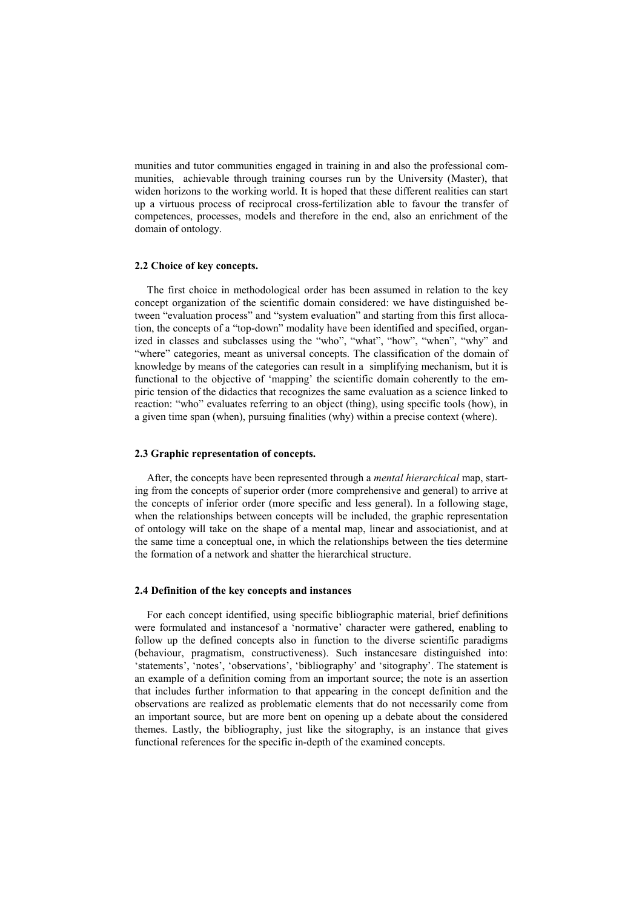munities and tutor communities engaged in training in and also the professional communities, achievable through training courses run by the University (Master), that widen horizons to the working world. It is hoped that these different realities can start up a virtuous process of reciprocal cross-fertilization able to favour the transfer of competences, processes, models and therefore in the end, also an enrichment of the domain of ontology.

### 2.2 Choice of key concepts.

The first choice in methodological order has been assumed in relation to the key concept organization of the scientific domain considered: we have distinguished between "evaluation process" and "system evaluation" and starting from this first allocation, the concepts of a "top-down" modality have been identified and specified, organized in classes and subclasses using the "who", "what", "how", "when", "why" and "where" categories, meant as universal concepts. The classification of the domain of knowledge by means of the categories can result in a simplifying mechanism, but it is functional to the objective of 'mapping' the scientific domain coherently to the empiric tension of the didactics that recognizes the same evaluation as a science linked to reaction: "who" evaluates referring to an object (thing), using specific tools (how), in a given time span (when), pursuing finalities (why) within a precise context (where).

### 2.3 Graphic representation of concepts.

After, the concepts have been represented through a *mental hierarchical* map, starting from the concepts of superior order (more comprehensive and general) to arrive at the concepts of inferior order (more specific and less general). In a following stage, when the relationships between concepts will be included, the graphic representation of ontology will take on the shape of a mental map, linear and associationist, and at the same time a conceptual one, in which the relationships between the ties determine the formation of a network and shatter the hierarchical structure.

### 2.4 Definition of the key concepts and instances

For each concept identified, using specific bibliographic material, brief definitions were formulated and instancesof a 'normative' character were gathered, enabling to follow up the defined concepts also in function to the diverse scientific paradigms (behaviour, pragmatism, constructiveness). Such instancesare distinguished into: 'statements', 'notes', 'observations', 'bibliography' and 'sitography'. The statement is an example of a definition coming from an important source; the note is an assertion that includes further information to that appearing in the concept definition and the observations are realized as problematic elements that do not necessarily come from an important source, but are more bent on opening up a debate about the considered themes. Lastly, the bibliography, just like the sitography, is an instance that gives functional references for the specific in-depth of the examined concepts.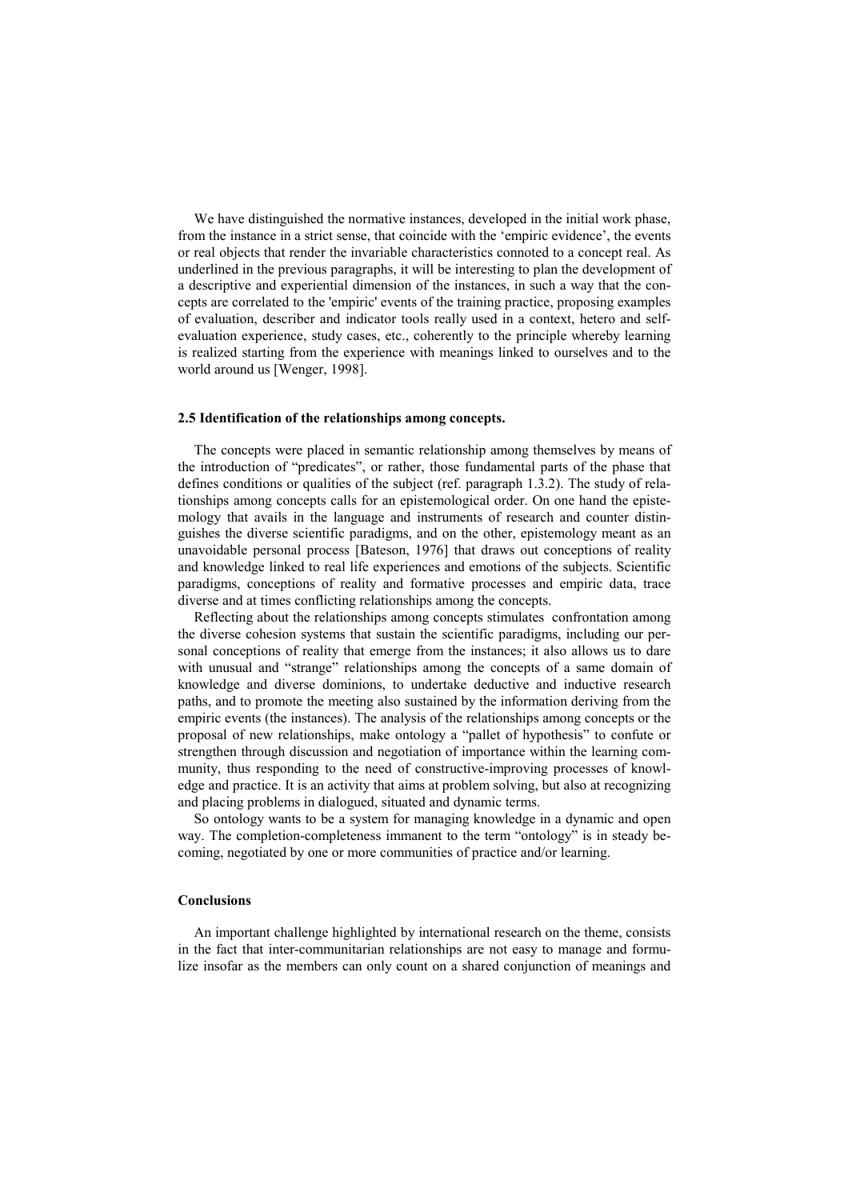We have distinguished the normative instances, developed in the initial work phase, from the instance in a strict sense, that coincide with the 'empiric evidence', the events or real objects that render the invariable characteristics connoted to a concept real. As underlined in the previous paragraphs, it will be interesting to plan the development of a descriptive and experiential dimension of the instances, in such a way that the concepts are correlated to the 'empiric' events of the training practice, proposing examples of evaluation, describer and indicator tools really used in a context, hetero and self-evaluation experience, study cases, etc., coherently to the principle whereby learning is realized starting from the experience with meanings linked to ourselves and to the world around us [Wenger, 1998].

### 2.5 Identification of the relationships among concepts.

The concepts were placed in semantic relationship among themselves by means of the introduction of "predicates", or rather, those fundamental parts of the phase that defines conditions or qualities of the subject (ref. paragraph 1.3.2). The study of relationships among concepts calls for an epistemological order. On one hand the epistemology that avails in the language and instruments of research and counter distinguishes the diverse scientific paradigms, and on the other, epistemology meant as an unavoidable personal process [Bateson, 1976] that draws out conceptions of reality and knowledge linked to real life experiences and emotions of the subjects. Scientific paradigms, conceptions of reality and formative processes and empiric data, trace diverse and at times conflicting relationships among the concepts.

Reflecting about the relationships among concepts stimulates confrontation among the diverse cohesion systems that sustain the scientific paradigms, including our personal conceptions of reality that emerge from the instances; it also allows us to dare with unusual and "strange" relationships among the concepts of a same domain of knowledge and diverse dominions, to undertake deductive and inductive research paths, and to promote the meeting also sustained by the information deriving from the empiric events (the instances). The analysis of the relationships among concepts or the proposal of new relationships, make ontology a "pallet of hypothesis" to confute or strengthen through discussion and negotiation of importance within the learning community, thus responding to the need of constructive-improving processes of knowledge and practice. It is an activity that aims at problem solving, but also at recognizing and placing problems in dialogued, situated and dynamic terms.

So ontology wants to be a system for managing knowledge in a dynamic and open way. The completion-completeness immanent to the term "ontology" is in steady becoming, negotiated by one or more communities of practice and/or learning.

### Conclusions

An important challenge highlighted by international research on the theme, consists in the fact that inter-communitarian relationships are not easy to manage and formulize insofar as the members can only count on a shared conjunction of meanings and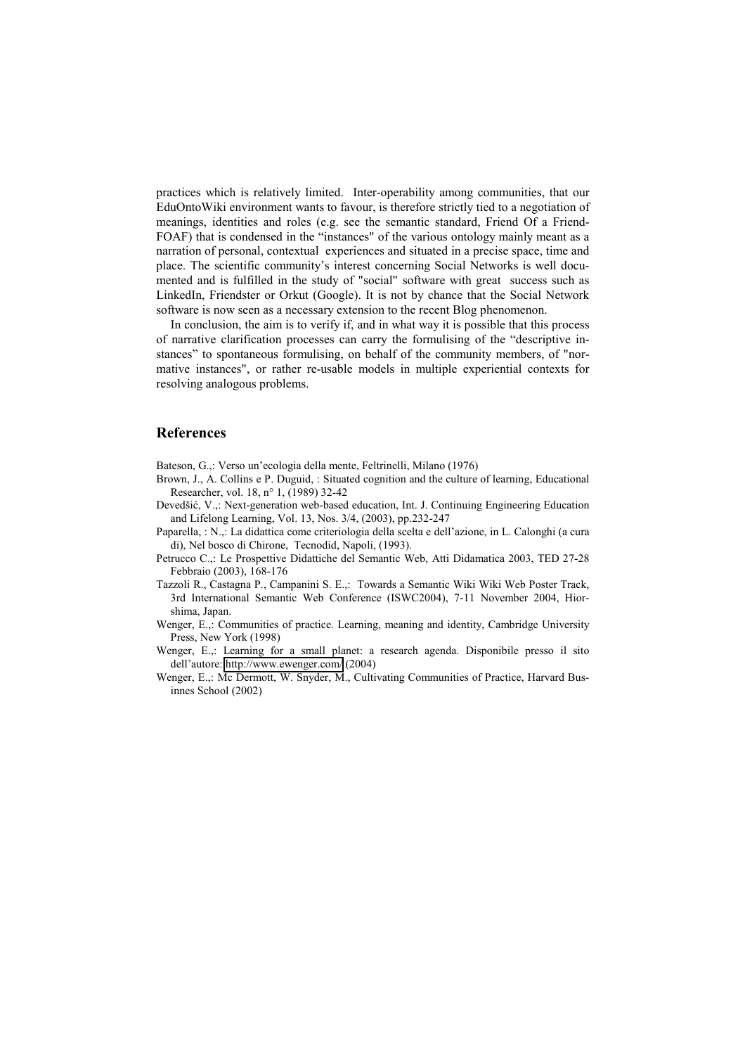practices which is relatively limited. Inter-operability among communities, that our EduOntoWiki environment wants to favour, is therefore strictly tied to a negotiation of meanings, identities and roles (e.g. see the semantic standard, Friend Of a Friend-FOAF) that is condensed in the "instances" of the various ontology mainly meant as a narration of personal, contextual experiences and situated in a precise space, time and place. The scientific community's interest concerning Social Networks is well documented and is fulfilled in the study of "social" software with great success such as LinkedIn, Friendster or Orkut (Google). It is not by chance that the Social Network software is now seen as a necessary extension to the recent Blog phenomenon.

In conclusion, the aim is to verify if, and in what way it is possible that this process of narrative clarification processes can carry the formulising of the "descriptive instances" to spontaneous formulising, on behalf of the community members, of "normative instances", or rather re-usable models in multiple experiential contexts for resolving analogous problems.

## References

Bateson, G.,: Verso un'ecologia della mente, Feltrinelli, Milano (1976)

Brown, J., A. Collins e P. Duguid, : Situated cognition and the culture of learning, Educational Researcher, vol. 18, n° 1, (1989) 32-42

Devedšić, V.,: Next-generation web-based education, Int. J. Continuing Engineering Education and Lifelong Learning, Vol. 13, Nos. 3/4, (2003), pp.232-247

Paparella, : N.,: La didattica come criteriologia della scelta e dell'azione, in L. Calonghi (a cura di), Nel bosco di Chirone, Tecnodid, Napoli, (1993).

Petrucco C.,: Le Prospettive Didattiche del Semantic Web, Atti Didamatica 2003, TED 27-28 Febbraio (2003), 168-176

Tazzoli R., Castagna P., Campanini S. E.,: Towards a Semantic Wiki Wiki Web Poster Track, 3rd International Semantic Web Conference (ISWC2004), 7-11 November 2004, Hiorshima, Japan.

Wenger, E.,: Communities of practice. Learning, meaning and identity, Cambridge University Press, New York (1998)

Wenger, E.,: Learning for a small planet: a research agenda. Disponibile presso il sito dell'autore: http://www.ewenger.com/ (2004)

Wenger, E.,: Mc Dermott, W. Snyder, M., Cultivating Communities of Practice, Harvard Businnes School (2002)